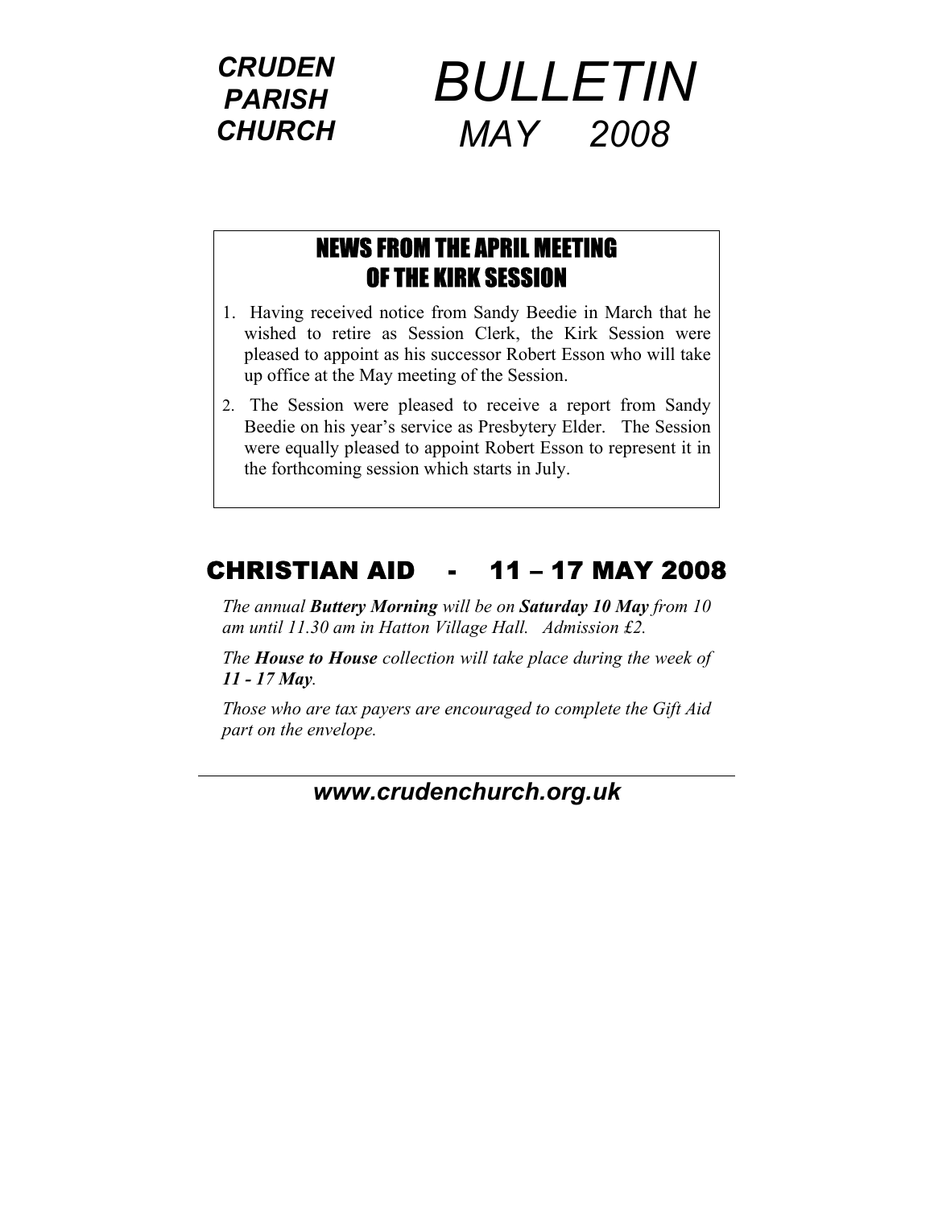**CRUDEN PARISH CHURCH**

# BULLETIN

## *MAY 2008*

## NEWS FROM THE APRIL MEETING OF THE KIRK SESSION

1. Having received notice from Sandy Beedie in March that he wished to retire as Session Clerk, the Kirk Session were pleased to appoint as his successor Robert Esson who will take up office at the May meeting of the Session.
2. The Session were pleased to receive a report from Sandy Beedie on his year's service as Presbytery Elder. The Session were equally pleased to appoint Robert Esson to represent it in the forthcoming session which starts in July.

## CHRISTIAN AID - 11 – 17 MAY 2008

*The annual **Buttery Morning** will be on **Saturday 10 May** from 10 am until 11.30 am in Hatton Village Hall. Admission £2.*

*The **House to House** collection will take place during the week of **11 - 17 May**.*

*Those who are tax payers are encouraged to complete the Gift Aid part on the envelope.*

---

***www.crudenchurch.org.uk***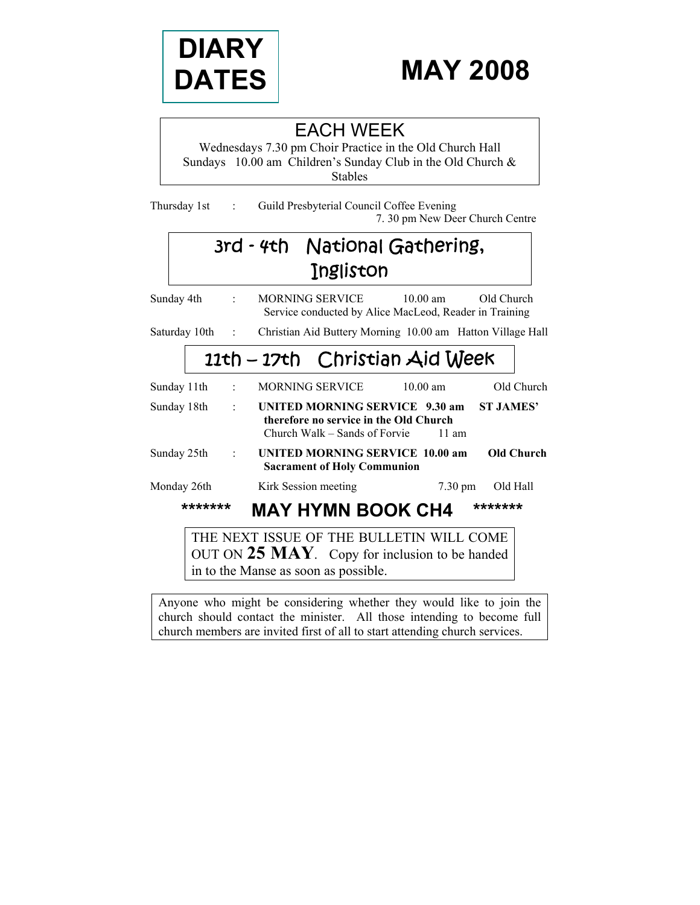# DIARY DATES

# MAY 2008

## EACH WEEK

Wednesdays 7.30 pm Choir Practice in the Old Church Hall
Sundays 10.00 am Children's Sunday Club in the Old Church & Stables

Thursday 1st : Guild Presbyterial Council Coffee Evening
7. 30 pm New Deer Church Centre

## 3rd - 4th National Gathering, Ingliston

Sunday 4th : MORNING SERVICE 10.00 am Old Church
Service conducted by Alice MacLeod, Reader in Training

Saturday 10th : Christian Aid Buttery Morning 10.00 am Hatton Village Hall

## 11th – 17th Christian Aid Week

Sunday 11th : MORNING SERVICE 10.00 am Old Church

Sunday 18th : **UNITED MORNING SERVICE 9.30 am ST JAMES'**
**therefore no service in the Old Church**
Church Walk – Sands of Forvie 11 am

Sunday 25th : **UNITED MORNING SERVICE 10.00 am Old Church**
**Sacrament of Holy Communion**

Monday 26th Kirk Session meeting 7.30 pm Old Hall

**\*\*\*\*\*\*\* MAY HYMN BOOK CH4 \*\*\*\*\*\*\***

THE NEXT ISSUE OF THE BULLETIN WILL COME OUT ON **25 MAY**. Copy for inclusion to be handed in to the Manse as soon as possible.

Anyone who might be considering whether they would like to join the church should contact the minister. All those intending to become full church members are invited first of all to start attending church services.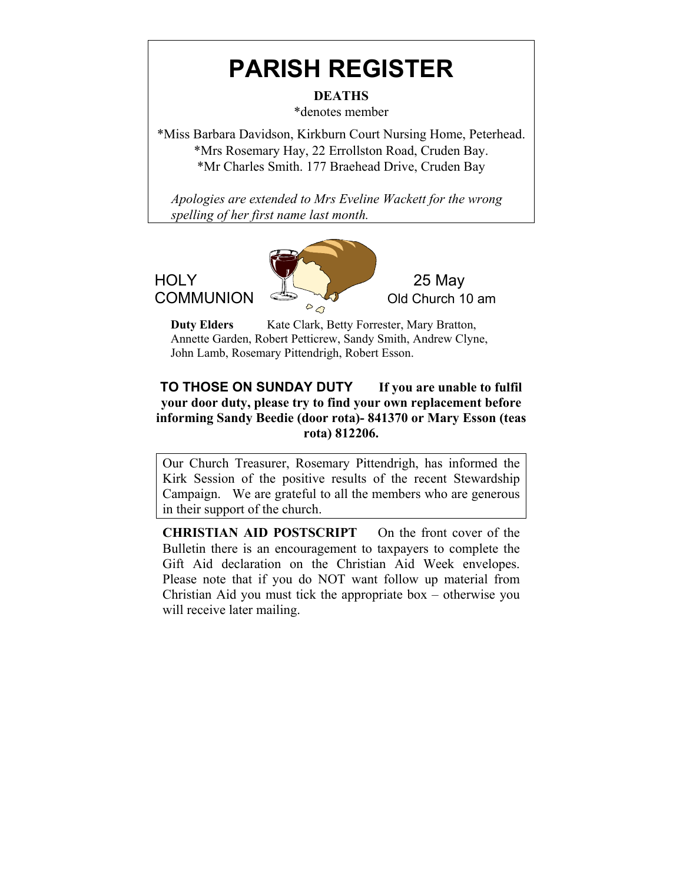# PARISH REGISTER

**DEATHS**

*denotes member

*Miss Barbara Davidson, Kirkburn Court Nursing Home, Peterhead.
*Mrs Rosemary Hay, 22 Errollston Road, Cruden Bay.
*Mr Charles Smith. 177 Braehead Drive, Cruden Bay

*Apologies are extended to Mrs Eveline Wackett for the wrong spelling of her first name last month.*

## HOLY COMMUNION

25 May
Old Church 10 am

**Duty Elders** Kate Clark, Betty Forrester, Mary Bratton, Annette Garden, Robert Petticrew, Sandy Smith, Andrew Clyne, John Lamb, Rosemary Pittendrigh, Robert Esson.

**TO THOSE ON SUNDAY DUTY** **If you are unable to fulfil your door duty, please try to find your own replacement before informing Sandy Beedie (door rota)- 841370 or Mary Esson (teas rota) 812206.**

Our Church Treasurer, Rosemary Pittendrigh, has informed the Kirk Session of the positive results of the recent Stewardship Campaign. We are grateful to all the members who are generous in their support of the church.

**CHRISTIAN AID POSTSCRIPT** On the front cover of the Bulletin there is an encouragement to taxpayers to complete the Gift Aid declaration on the Christian Aid Week envelopes. Please note that if you do NOT want follow up material from Christian Aid you must tick the appropriate box – otherwise you will receive later mailing.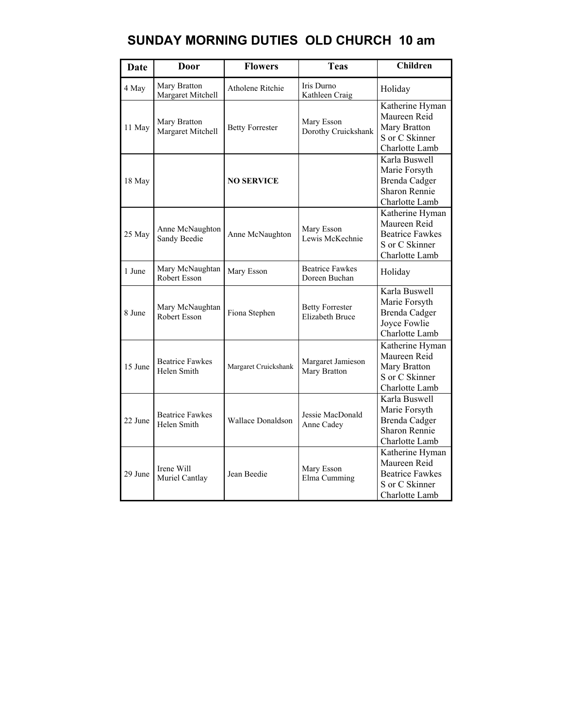# SUNDAY MORNING DUTIES OLD CHURCH 10 am

| Date | Door | Flowers | Teas | Children |
|---|---|---|---|---|
| 4 May | Mary Bratton<br>Margaret Mitchell | Atholene Ritchie | Iris Durno<br>Kathleen Craig | Holiday |
| 11 May | Mary Bratton<br>Margaret Mitchell | Betty Forrester | Mary Esson<br>Dorothy Cruickshank | Katherine Hyman<br>Maureen Reid<br>Mary Bratton<br>S or C Skinner<br>Charlotte Lamb |
| 18 May | | **NO SERVICE** | | Karla Buswell<br>Marie Forsyth<br>Brenda Cadger<br>Sharon Rennie<br>Charlotte Lamb |
| 25 May | Anne McNaughton<br>Sandy Beedie | Anne McNaughton | Mary Esson<br>Lewis McKechnie | Katherine Hyman<br>Maureen Reid<br>Beatrice Fawkes<br>S or C Skinner<br>Charlotte Lamb |
| 1 June | Mary McNaughtan<br>Robert Esson | Mary Esson | Beatrice Fawkes<br>Doreen Buchan | Holiday |
| 8 June | Mary McNaughtan<br>Robert Esson | Fiona Stephen | Betty Forrester<br>Elizabeth Bruce | Karla Buswell<br>Marie Forsyth<br>Brenda Cadger<br>Joyce Fowlie<br>Charlotte Lamb |
| 15 June | Beatrice Fawkes<br>Helen Smith | Margaret Cruickshank | Margaret Jamieson<br>Mary Bratton | Katherine Hyman<br>Maureen Reid<br>Mary Bratton<br>S or C Skinner<br>Charlotte Lamb |
| 22 June | Beatrice Fawkes<br>Helen Smith | Wallace Donaldson | Jessie MacDonald<br>Anne Cadey | Karla Buswell<br>Marie Forsyth<br>Brenda Cadger<br>Sharon Rennie<br>Charlotte Lamb |
| 29 June | Irene Will<br>Muriel Cantlay | Jean Beedie | Mary Esson<br>Elma Cumming | Katherine Hyman<br>Maureen Reid<br>Beatrice Fawkes<br>S or C Skinner<br>Charlotte Lamb |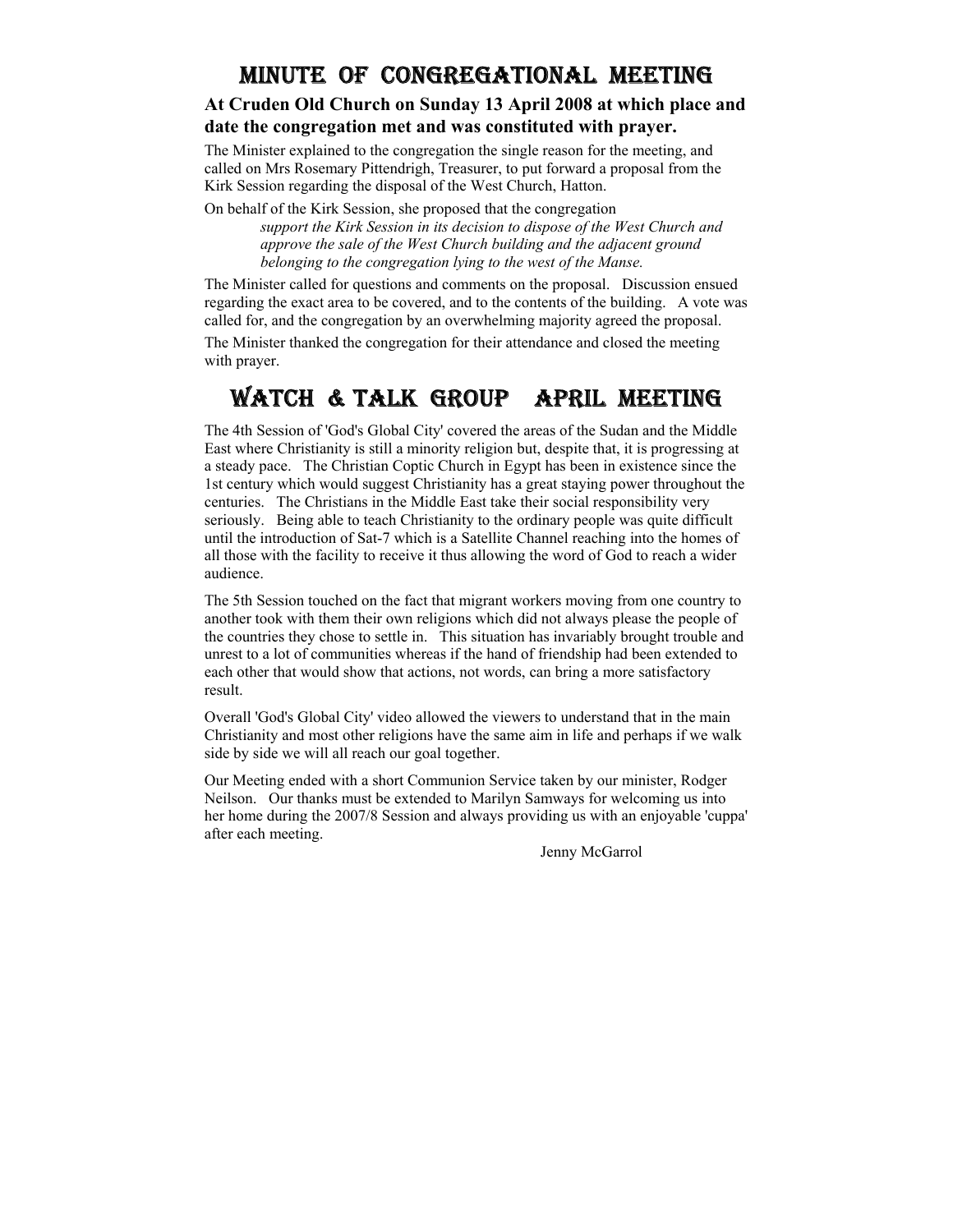# MINUTE OF CONGREGATIONAL MEETING

**At Cruden Old Church on Sunday 13 April 2008 at which place and date the congregation met and was constituted with prayer.**

The Minister explained to the congregation the single reason for the meeting, and called on Mrs Rosemary Pittendrigh, Treasurer, to put forward a proposal from the Kirk Session regarding the disposal of the West Church, Hatton.

On behalf of the Kirk Session, she proposed that the congregation

> *support the Kirk Session in its decision to dispose of the West Church and approve the sale of the West Church building and the adjacent ground belonging to the congregation lying to the west of the Manse.*

The Minister called for questions and comments on the proposal. Discussion ensued regarding the exact area to be covered, and to the contents of the building. A vote was called for, and the congregation by an overwhelming majority agreed the proposal.

The Minister thanked the congregation for their attendance and closed the meeting with prayer.

# WATCH & TALK GROUP APRIL MEETING

The 4th Session of 'God's Global City' covered the areas of the Sudan and the Middle East where Christianity is still a minority religion but, despite that, it is progressing at a steady pace. The Christian Coptic Church in Egypt has been in existence since the 1st century which would suggest Christianity has a great staying power throughout the centuries. The Christians in the Middle East take their social responsibility very seriously. Being able to teach Christianity to the ordinary people was quite difficult until the introduction of Sat-7 which is a Satellite Channel reaching into the homes of all those with the facility to receive it thus allowing the word of God to reach a wider audience.

The 5th Session touched on the fact that migrant workers moving from one country to another took with them their own religions which did not always please the people of the countries they chose to settle in. This situation has invariably brought trouble and unrest to a lot of communities whereas if the hand of friendship had been extended to each other that would show that actions, not words, can bring a more satisfactory result.

Overall 'God's Global City' video allowed the viewers to understand that in the main Christianity and most other religions have the same aim in life and perhaps if we walk side by side we will all reach our goal together.

Our Meeting ended with a short Communion Service taken by our minister, Rodger Neilson. Our thanks must be extended to Marilyn Samways for welcoming us into her home during the 2007/8 Session and always providing us with an enjoyable 'cuppa' after each meeting.

Jenny McGarrol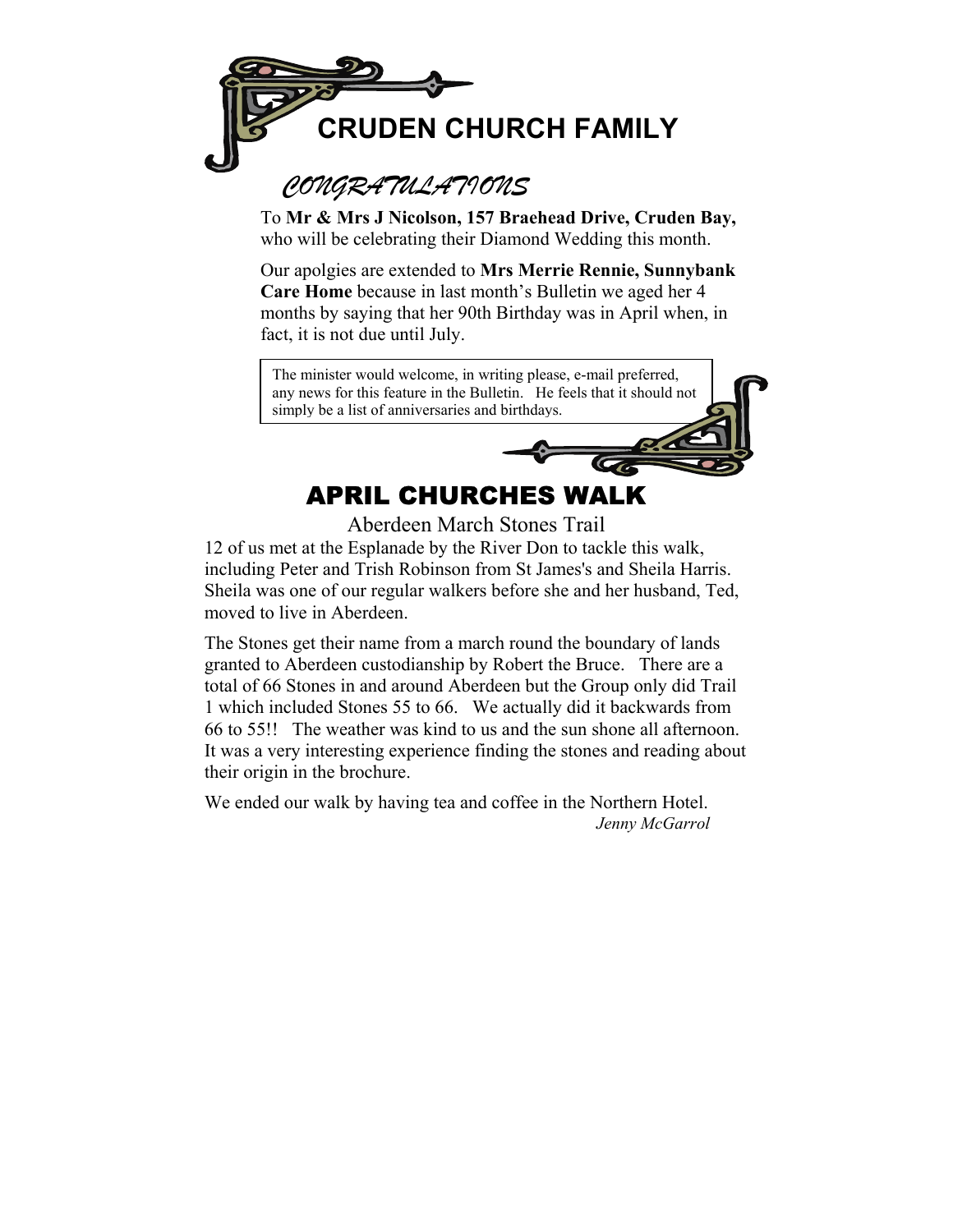# CRUDEN CHURCH FAMILY

## *CONGRATULATIONS*

To **Mr & Mrs J Nicolson, 157 Braehead Drive, Cruden Bay,** who will be celebrating their Diamond Wedding this month.

Our apolgies are extended to **Mrs Merrie Rennie, Sunnybank Care Home** because in last month's Bulletin we aged her 4 months by saying that her 90th Birthday was in April when, in fact, it is not due until July.

> The minister would welcome, in writing please, e-mail preferred, any news for this feature in the Bulletin. He feels that it should not simply be a list of anniversaries and birthdays.

# APRIL CHURCHES WALK

## Aberdeen March Stones Trail

12 of us met at the Esplanade by the River Don to tackle this walk, including Peter and Trish Robinson from St James's and Sheila Harris. Sheila was one of our regular walkers before she and her husband, Ted, moved to live in Aberdeen.

The Stones get their name from a march round the boundary of lands granted to Aberdeen custodianship by Robert the Bruce. There are a total of 66 Stones in and around Aberdeen but the Group only did Trail 1 which included Stones 55 to 66. We actually did it backwards from 66 to 55!! The weather was kind to us and the sun shone all afternoon. It was a very interesting experience finding the stones and reading about their origin in the brochure.

We ended our walk by having tea and coffee in the Northern Hotel.

*Jenny McGarrol*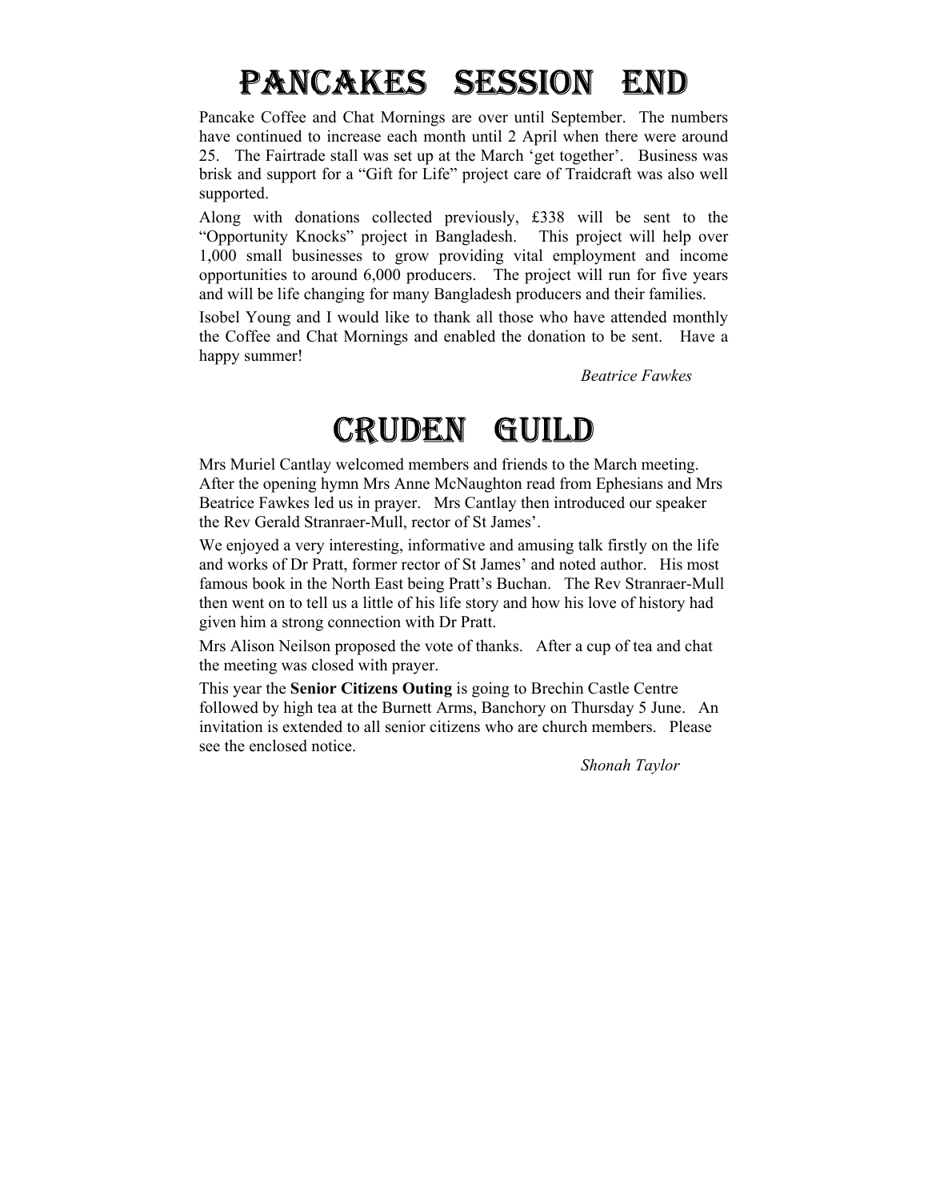# PANCAKES SESSION END

Pancake Coffee and Chat Mornings are over until September. The numbers have continued to increase each month until 2 April when there were around 25. The Fairtrade stall was set up at the March 'get together'. Business was brisk and support for a "Gift for Life" project care of Traidcraft was also well supported.

Along with donations collected previously, £338 will be sent to the "Opportunity Knocks" project in Bangladesh. This project will help over 1,000 small businesses to grow providing vital employment and income opportunities to around 6,000 producers. The project will run for five years and will be life changing for many Bangladesh producers and their families.

Isobel Young and I would like to thank all those who have attended monthly the Coffee and Chat Mornings and enabled the donation to be sent. Have a happy summer!

*Beatrice Fawkes*

# CRUDEN GUILD

Mrs Muriel Cantlay welcomed members and friends to the March meeting. After the opening hymn Mrs Anne McNaughton read from Ephesians and Mrs Beatrice Fawkes led us in prayer. Mrs Cantlay then introduced our speaker the Rev Gerald Stranraer-Mull, rector of St James'.

We enjoyed a very interesting, informative and amusing talk firstly on the life and works of Dr Pratt, former rector of St James' and noted author. His most famous book in the North East being Pratt's Buchan. The Rev Stranraer-Mull then went on to tell us a little of his life story and how his love of history had given him a strong connection with Dr Pratt.

Mrs Alison Neilson proposed the vote of thanks. After a cup of tea and chat the meeting was closed with prayer.

This year the **Senior Citizens Outing** is going to Brechin Castle Centre followed by high tea at the Burnett Arms, Banchory on Thursday 5 June. An invitation is extended to all senior citizens who are church members. Please see the enclosed notice.

*Shonah Taylor*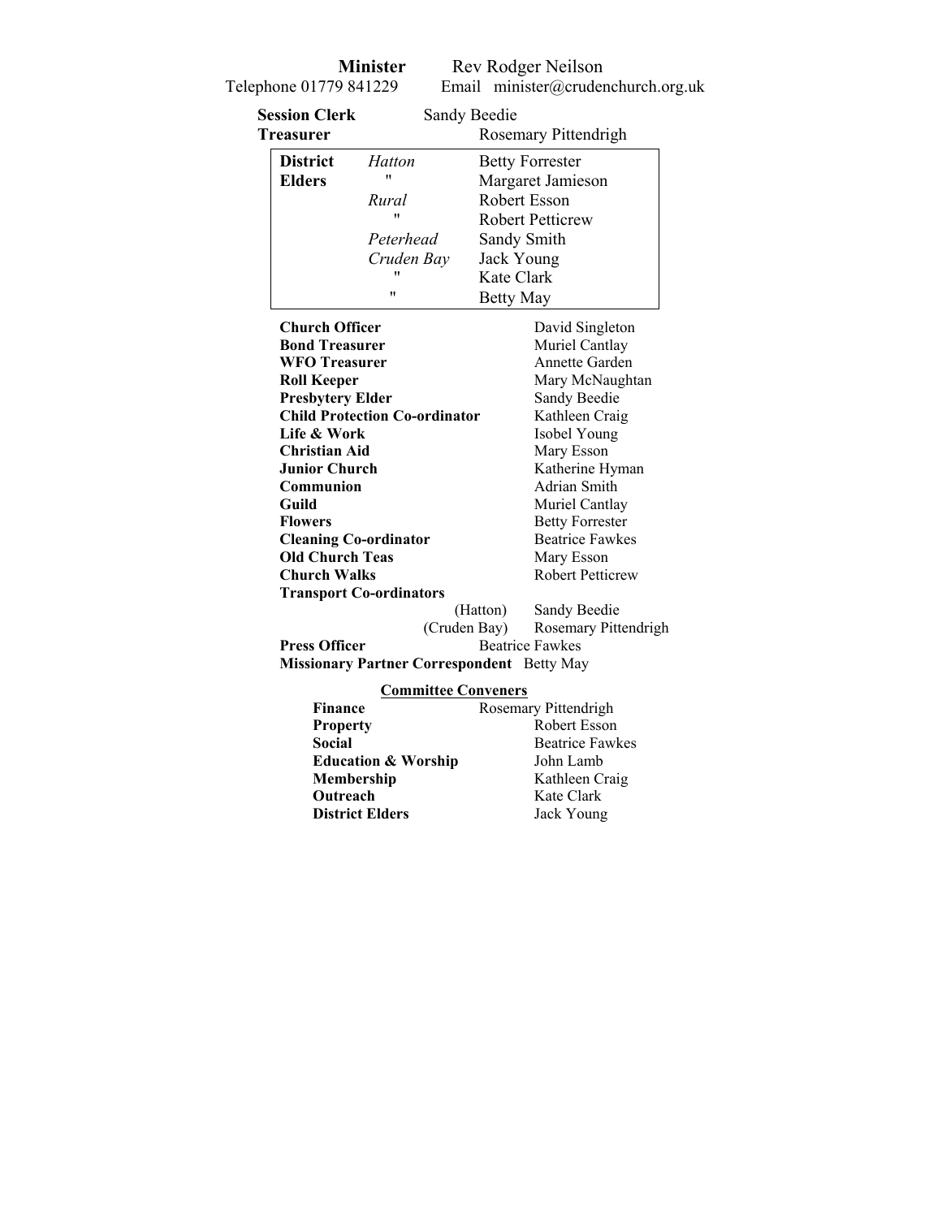**Minister** Rev Rodger Neilson

Telephone 01779 841229 Email minister@crudenchurch.org.uk

**Session Clerk** Sandy Beedie

**Treasurer** Rosemary Pittendrigh

| | | |
|---|---|---|
| **District Elders** | *Hatton* | Betty Forrester |
| | " | Margaret Jamieson |
| | *Rural* | Robert Esson |
| | " | Robert Petticrew |
| | *Peterhead* | Sandy Smith |
| | *Cruden Bay* | Jack Young |
| | " | Kate Clark |
| | " | Betty May |

| | |
|---|---|
| **Church Officer** | David Singleton |
| **Bond Treasurer** | Muriel Cantlay |
| **WFO Treasurer** | Annette Garden |
| **Roll Keeper** | Mary McNaughtan |
| **Presbytery Elder** | Sandy Beedie |
| **Child Protection Co-ordinator** | Kathleen Craig |
| **Life & Work** | Isobel Young |
| **Christian Aid** | Mary Esson |
| **Junior Church** | Katherine Hyman |
| **Communion** | Adrian Smith |
| **Guild** | Muriel Cantlay |
| **Flowers** | Betty Forrester |
| **Cleaning Co-ordinator** | Beatrice Fawkes |
| **Old Church Teas** | Mary Esson |
| **Church Walks** | Robert Petticrew |
| **Transport Co-ordinators** (Hatton) | Sandy Beedie |
| (Cruden Bay) | Rosemary Pittendrigh |
| **Press Officer** | Beatrice Fawkes |
| **Missionary Partner Correspondent** | Betty May |

**Committee Conveners**

| | |
|---|---|
| **Finance** | Rosemary Pittendrigh |
| **Property** | Robert Esson |
| **Social** | Beatrice Fawkes |
| **Education & Worship** | John Lamb |
| **Membership** | Kathleen Craig |
| **Outreach** | Kate Clark |
| **District Elders** | Jack Young |